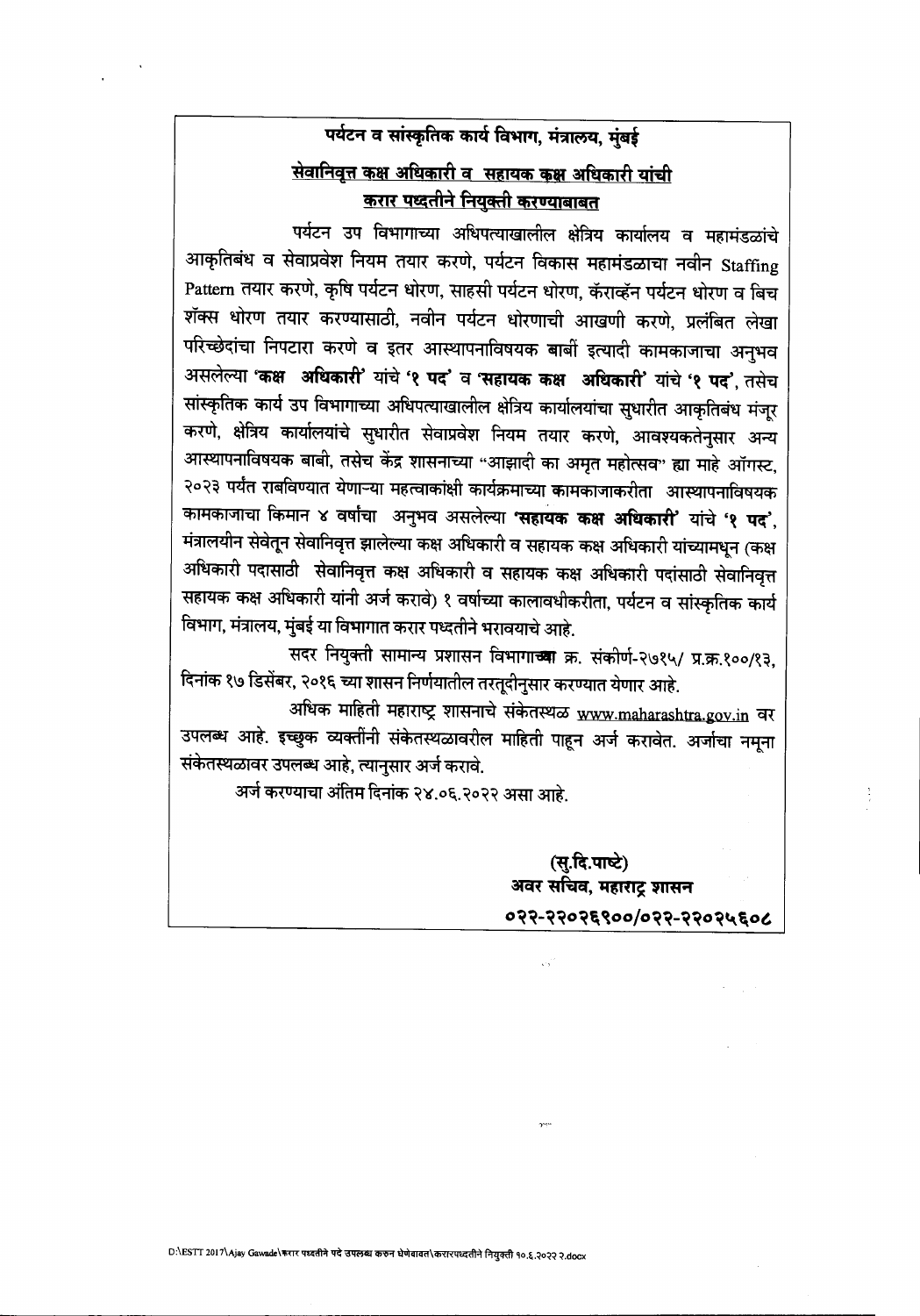## पर्यटन व सांस्कृतिक कार्य विभाग, मंत्रालय, मुंबई

### सेवानिवृत्त कक्ष अधिकारी व सहायक कक्ष अधिकारी यांची करार पध्दतीने नियुक्ती करण्याबाबत

पर्यटन उप विभागाच्या अधिपत्याखालील क्षेत्रिय कार्यालय व महामंडळांचे आकृतिबंध व सेवाप्रवेश नियम तयार करणे, पर्यटन विकास महामंडळाचा नवीन Staffing Pattern तयार करणे, कृषि पर्यटन धोरण, साहसी पर्यटन धोरण, कॅराव्हॅन पर्यटन धोरण व बिच शॅक्स धोरण तयार करण्यासाठी, नवीन पर्यटन धोरणाची आखणी करणे, प्रलंबित लेखा परिच्छेदांचा निपटारा करणे व इतर आस्थापनाविषयक बाबीं इत्यादी कामकाजाचा अनुभव असलेल्या **'कक्ष अधिकारी'** यांचे **'१ पद'** व **'सहायक कक्ष अधिकारी'** यांचे **'१ पद'**, तसेच सांस्कृतिक कार्य उप विभागाच्या अधिपत्याखालील क्षेत्रिय कार्यालयांचा सुधारीत आकृतिबंध मंजूर करणे, क्षेत्रिय कार्यालयांचे सुधारीत सेवाप्रवेश नियम तयार करणे, आवश्यकतेनुसार अन्य आस्थापनाविषयक बाबी, तसेच केंद्र शासनाच्या "आझादी का अमृत महोत्सव" ह्या माहे ऑगस्ट, २०२३ पर्यंत राबविण्यात येणाऱ्या महत्वाकांक्षी कार्यक्रमाच्या कामकाजाकरीता आस्थापनाविषयक कामकाजाचा किमान ४ वर्षांचा अनुभव असलेल्या **'सहायक कक्ष अधिकारी'** यांचे **'१ पद'**, मंत्रालयीन सेवेतून सेवानिवृत्त झालेल्या कक्ष अधिकारी व सहायक कक्ष अधिकारी यांच्यामधून (कक्ष अधिकारी पदासाठी सेवानिवृत्त कक्ष अधिकारी व सहायक कक्ष अधिकारी पदांसाठी सेवानिवृत्त सहायक कक्ष अधिकारी यांनी अर्ज करावे) १ वर्षाच्या कालावधीकरीता, पर्यटन व सांस्कृतिक कार्य विभाग, मंत्रालय, मुंबई या विभागात करार पध्दतीने भरावयाचे आहे.

सदर नियुक्ती सामान्य प्रशासन विभागाच्या क्र. संकीर्ण-२७१५/ प्र.क्र.१००/१३, दिनांक १७ डिसेंबर, २०१६ च्या शासन निर्णयातील तरतूदीनुसार करण्यात येणार आहे.

अधिक माहिती महाराष्ट्र शासनाचे संकेतस्थळ www.maharashtra.gov.in वर उपलब्ध आहे. इच्छुक व्यक्तींनी संकेतस्थळावरील माहिती पाहून अर्ज करावेत. अर्जाचा नमूना संकेतस्थळावर उपलब्ध आहे, त्यानुसार अर्ज करावे.

अर्ज करण्याचा अंतिम दिनांक २४.०६.२०२२ असा आहे.

**(सु.दि.पाष्टे)**
**अवर सचिव, महाराष्ट्र शासन**
**०२२-२२०२६९००/०२२-२२०२५६०८**

D:\ESTT 2017\Ajay Gawade\करार पध्दतीने पदे उपलब्ध करुन घेणेबाबत\करारपध्दतीने नियुक्ती १०.६.२०२२ २.docx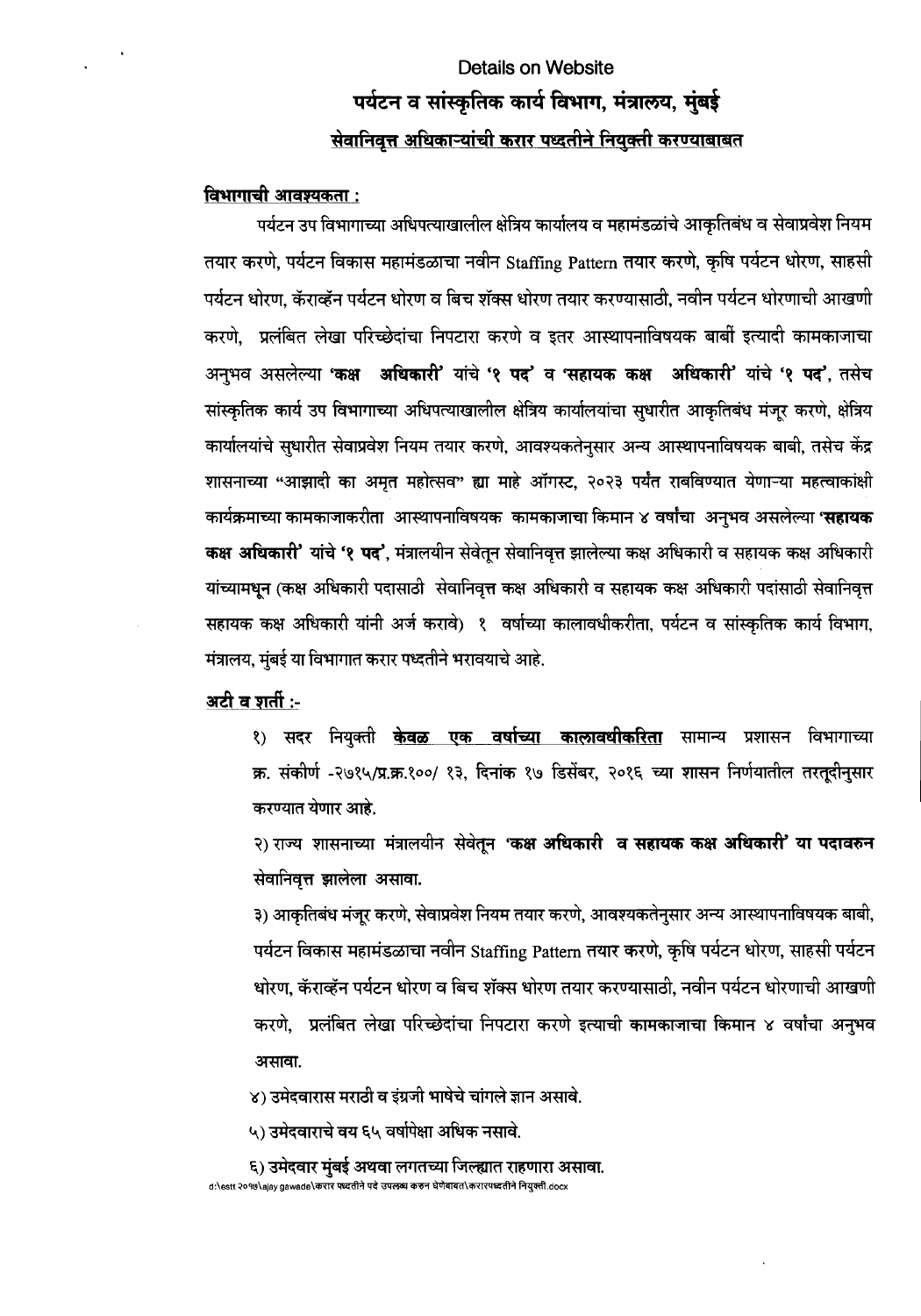Details on Website

# पर्यटन व सांस्कृतिक कार्य विभाग, मंत्रालय, मुंबई

## सेवानिवृत्त अधिकाऱ्यांची करार पध्दतीने नियुक्ती करण्याबाबत

**विभागाची आवश्यकता :**

पर्यटन उप विभागाच्या अधिपत्याखालील क्षेत्रिय कार्यालय व महामंडळांचे आकृतिबंध व सेवाप्रवेश नियम तयार करणे, पर्यटन विकास महामंडळाचा नवीन Staffing Pattern तयार करणे, कृषि पर्यटन धोरण, साहसी पर्यटन धोरण, कॅराव्हॅन पर्यटन धोरण व बिच शॅक्स धोरण तयार करण्यासाठी, नवीन पर्यटन धोरणाची आखणी करणे, प्रलंबित लेखा परिच्छेदांचा निपटारा करणे व इतर आस्थापनाविषयक बाबीं इत्यादी कामकाजाचा अनुभव असलेल्या **'कक्ष अधिकारी'** यांचे **'१ पद'** व **'सहायक कक्ष अधिकारी'** यांचे **'१ पद'**, तसेच सांस्कृतिक कार्य उप विभागाच्या अधिपत्याखालील क्षेत्रिय कार्यालयांचा सुधारीत आकृतिबंध मंजूर करणे, क्षेत्रिय कार्यालयांचे सुधारीत सेवाप्रवेश नियम तयार करणे, आवश्यकतेनुसार अन्य आस्थापनाविषयक बाबी, तसेच केंद्र शासनाच्या "आझादी का अमृत महोत्सव" ह्या माहे ऑगस्ट, २०२३ पर्यंत राबविण्यात येणाऱ्या महत्वाकांक्षी कार्यक्रमाच्या कामकाजाकरीता आस्थापनाविषयक कामकाजाचा किमान ४ वर्षांचा अनुभव असलेल्या **'सहायक कक्ष अधिकारी'** यांचे **'१ पद'**, मंत्रालयीन सेवेतून सेवानिवृत्त झालेल्या कक्ष अधिकारी व सहायक कक्ष अधिकारी यांच्यामधून (कक्ष अधिकारी पदासाठी सेवानिवृत्त कक्ष अधिकारी व सहायक कक्ष अधिकारी पदासाठी सेवानिवृत्त सहायक कक्ष अधिकारी यांनी अर्ज करावे) १ वर्षाच्या कालावधीकरीता, पर्यटन व सांस्कृतिक कार्य विभाग, मंत्रालय, मुंबई या विभागात करार पध्दतीने भरावयाचे आहे.

**अटी व शर्ती :-**

१) सदर नियुक्ती **केवळ एक वर्षाच्या कालावधीकरिता** सामान्य प्रशासन विभागाच्या क्र. संकीर्ण -२७१५/प्र.क्र.१००/ १३, दिनांक १७ डिसेंबर, २०१६ च्या शासन निर्णयातील तरतूदीनुसार करण्यात येणार आहे.

२) राज्य शासनाच्या मंत्रालयीन सेवेतून **'कक्ष अधिकारी व सहायक कक्ष अधिकारी' या पदावरुन** सेवानिवृत्त झालेला असावा.

३) आकृतिबंध मंजूर करणे, सेवाप्रवेश नियम तयार करणे, आवश्यकतेनुसार अन्य आस्थापनाविषयक बाबी, पर्यटन विकास महामंडळाचा नवीन Staffing Pattern तयार करणे, कृषि पर्यटन धोरण, साहसी पर्यटन धोरण, कॅराव्हॅन पर्यटन धोरण व बिच शॅक्स धोरण तयार करण्यासाठी, नवीन पर्यटन धोरणाची आखणी करणे, प्रलंबित लेखा परिच्छेदांचा निपटारा करणे इत्याची कामकाजाचा किमान ४ वर्षांचा अनुभव असावा.

४) उमेदवारास मराठी व इंग्रजी भाषेचे चांगले ज्ञान असावे.

५) उमेदवाराचे वय ६५ वर्षापेक्षा अधिक नसावे.

६) उमेदवार मुंबई अथवा लगतच्या जिल्ह्यात राहणारा असावा.

d:\estt २०१७\ajay gawade\करार पध्दतीने पदे उपलब्ध करुन घेणेबाबत\करारपध्दतीने नियुक्ती.docx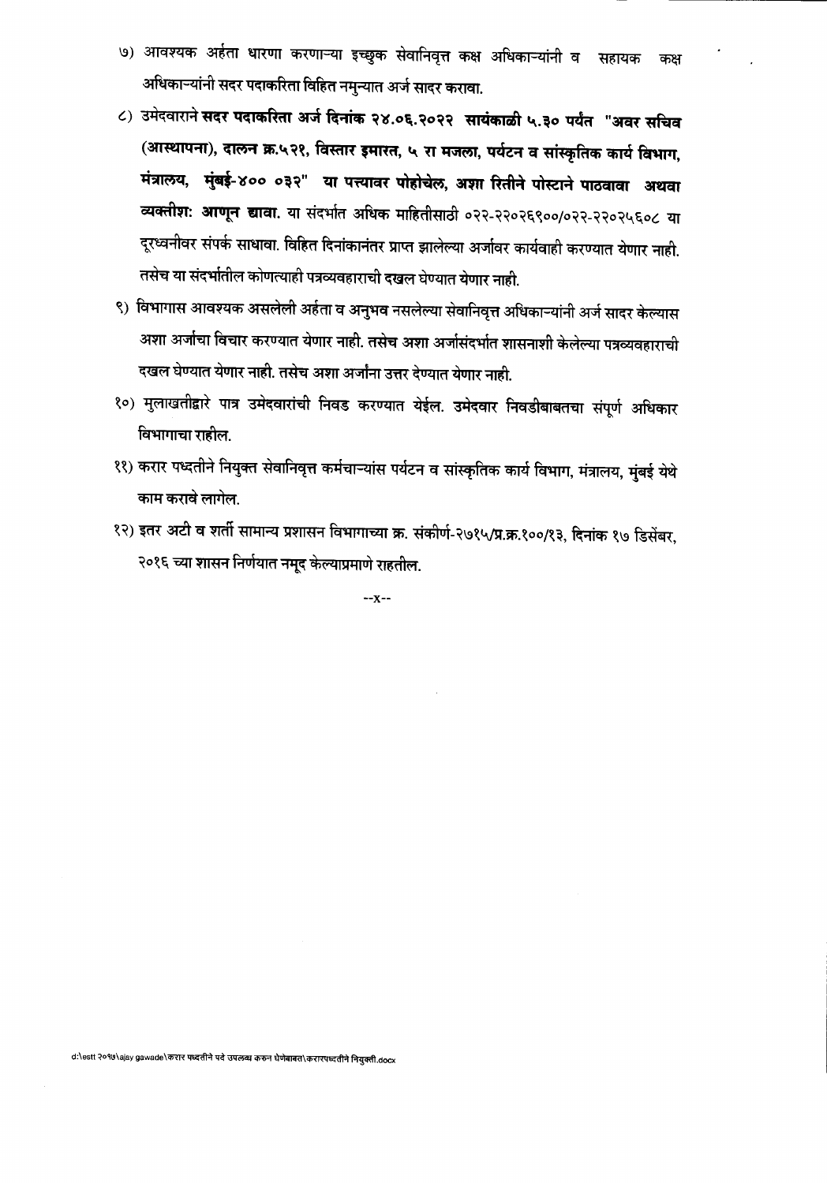७) आवश्यक अर्हता धारणा करणाऱ्या इच्छुक सेवानिवृत्त कक्ष अधिकाऱ्यांनी व सहायक कक्ष अधिकाऱ्यांनी सदर पदाकरिता विहित नमुन्यात अर्ज सादर करावा.

८) उमेदवाराने **सदर पदाकरिता अर्ज दिनांक २४.०६.२०२२ सायंकाळी ५.३० पर्यंत "अवर सचिव (आस्थापना), दालन क्र.५२१, विस्तार इमारत, ५ रा मजला, पर्यटन व सांस्कृतिक कार्य विभाग, मंत्रालय, मुंबई-४०० ०३२" या पत्त्यावर पोहोचेल, अशा रितीने पोस्टाने पाठवावा अथवा व्यक्तीशः आणून द्यावा.** या संदर्भात अधिक माहितीसाठी ०२२-२२०२६९००/०२२-२२०२५६०८ या दूरध्वनीवर संपर्क साधावा. विहित दिनांकानंतर प्राप्त झालेल्या अर्जावर कार्यवाही करण्यात येणार नाही. तसेच या संदर्भातील कोणत्याही पत्रव्यवहाराची दखल घेण्यात येणार नाही.

९) विभागास आवश्यक असलेली अर्हता व अनुभव नसलेल्या सेवानिवृत्त अधिकाऱ्यांनी अर्ज सादर केल्यास अशा अर्जाचा विचार करण्यात येणार नाही. तसेच अशा अर्जासंदर्भात शासनाशी केलेल्या पत्रव्यवहाराची दखल घेण्यात येणार नाही. तसेच अशा अर्जांना उत्तर देण्यात येणार नाही.

१०) मुलाखतीद्वारे पात्र उमेदवारांची निवड करण्यात येईल. उमेदवार निवडीबाबतचा संपूर्ण अधिकार विभागाचा राहील.

११) करार पध्दतीने नियुक्त सेवानिवृत्त कर्मचाऱ्यांस पर्यटन व सांस्कृतिक कार्य विभाग, मंत्रालय, मुंबई येथे काम करावे लागेल.

१२) इतर अटी व शर्ती सामान्य प्रशासन विभागाच्या क्र. संकीर्ण-२७१५/प्र.क्र.१००/१३, दिनांक १७ डिसेंबर, २०१६ च्या शासन निर्णयात नमूद केल्याप्रमाणे राहतील.

--x--

d:\estt २०१७\ajay gawade\करार पध्दतीने पदे उपलब्ध करुन घेणेबाबत\करारपध्दतीने नियुक्ती.docx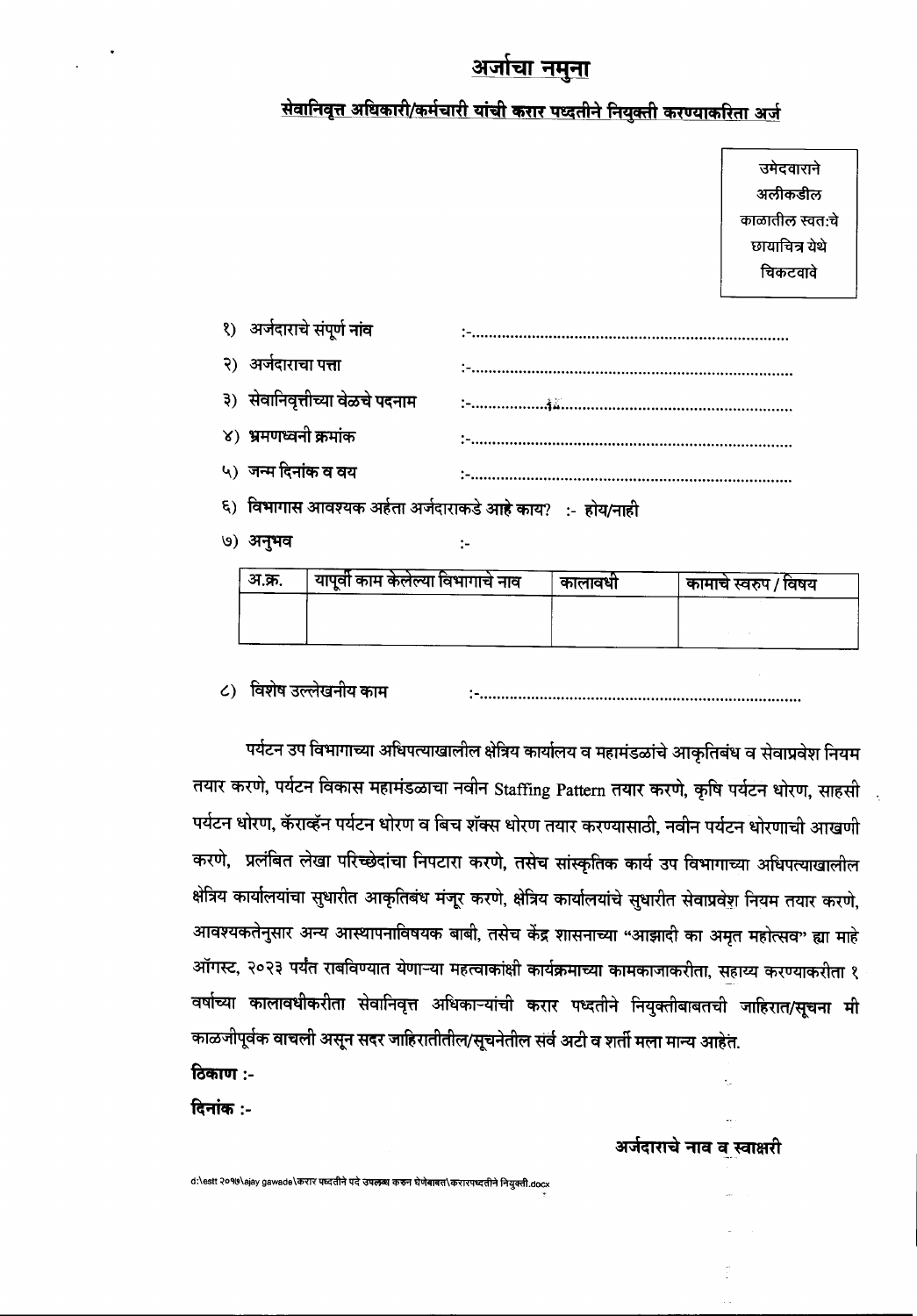# अर्जाचा नमुना

## सेवानिवृत्त अधिकारी/कर्मचारी यांची करार पध्दतीने नियुक्ती करण्याकरिता अर्ज

उमेदवाराने अलीकडील काळातील स्वतःचे छायाचित्र येथे चिकटवावे

१) अर्जदाराचे संपूर्ण नांव :-.......................................................................

२) अर्जदाराचा पत्ता :-.......................................................................

३) सेवानिवृत्तीच्या वेळचे पदनाम :-.......................................................................

४) भ्रमणध्वनी क्रमांक :-.......................................................................

५) जन्म दिनांक व वय :-.......................................................................

६) विभागास आवश्यक अर्हता अर्जदाराकडे आहे काय? :- होय/नाही

७) अनुभव :-

| अ.क्र. | यापूर्वी काम केलेल्या विभागाचे नाव | कालावधी | कामाचे स्वरुप / विषय |
|---|---|---|---|
| | | | |

८) विशेष उल्लेखनीय काम :-.......................................................................

पर्यटन उप विभागाच्या अधिपत्याखालील क्षेत्रिय कार्यालय व महामंडळांचे आकृतिबंध व सेवाप्रवेश नियम तयार करणे, पर्यटन विकास महामंडळाचा नवीन Staffing Pattern तयार करणे, कृषि पर्यटन धोरण, साहसी पर्यटन धोरण, कॅराव्हॅन पर्यटन धोरण व बिच शॅक्स धोरण तयार करण्यासाठी, नवीन पर्यटन धोरणाची आखणी करणे, प्रलंबित लेखा परिच्छेदांचा निपटारा करणे, तसेच सांस्कृतिक कार्य उप विभागाच्या अधिपत्याखालील क्षेत्रिय कार्यालयांचा सुधारीत आकृतिबंध मंजूर करणे, क्षेत्रिय कार्यालयांचे सुधारीत सेवाप्रवेश नियम तयार करणे, आवश्यकतेनुसार अन्य आस्थापनाविषयक बाबी, तसेच केंद्र शासनाच्या "आझादी का अमृत महोत्सव" ह्या माहे ऑगस्ट, २०२३ पर्यंत राबविण्यात येणाऱ्या महत्वाकांक्षी कार्यक्रमाच्या कामकाजाकरीता, सहाय्य करण्याकरीता १ वर्षाच्या कालावधीकरीता सेवानिवृत्त अधिकाऱ्यांची करार पध्दतीने नियुक्तीबाबतची जाहिरात/सूचना मी काळजीपूर्वक वाचली असून सदर जाहिरातीतील/सूचनेतील सर्व अटी व शर्ती मला मान्य आहेत.

**ठिकाण :-**

**दिनांक :-**

**अर्जदाराचे नाव व स्वाक्षरी**

d:\estt २०१७\ajay gawade\करार पध्दतीने पदे उपलब्ध करुन घेणेबाबत\करारपध्दतीने नियुक्ती.docx